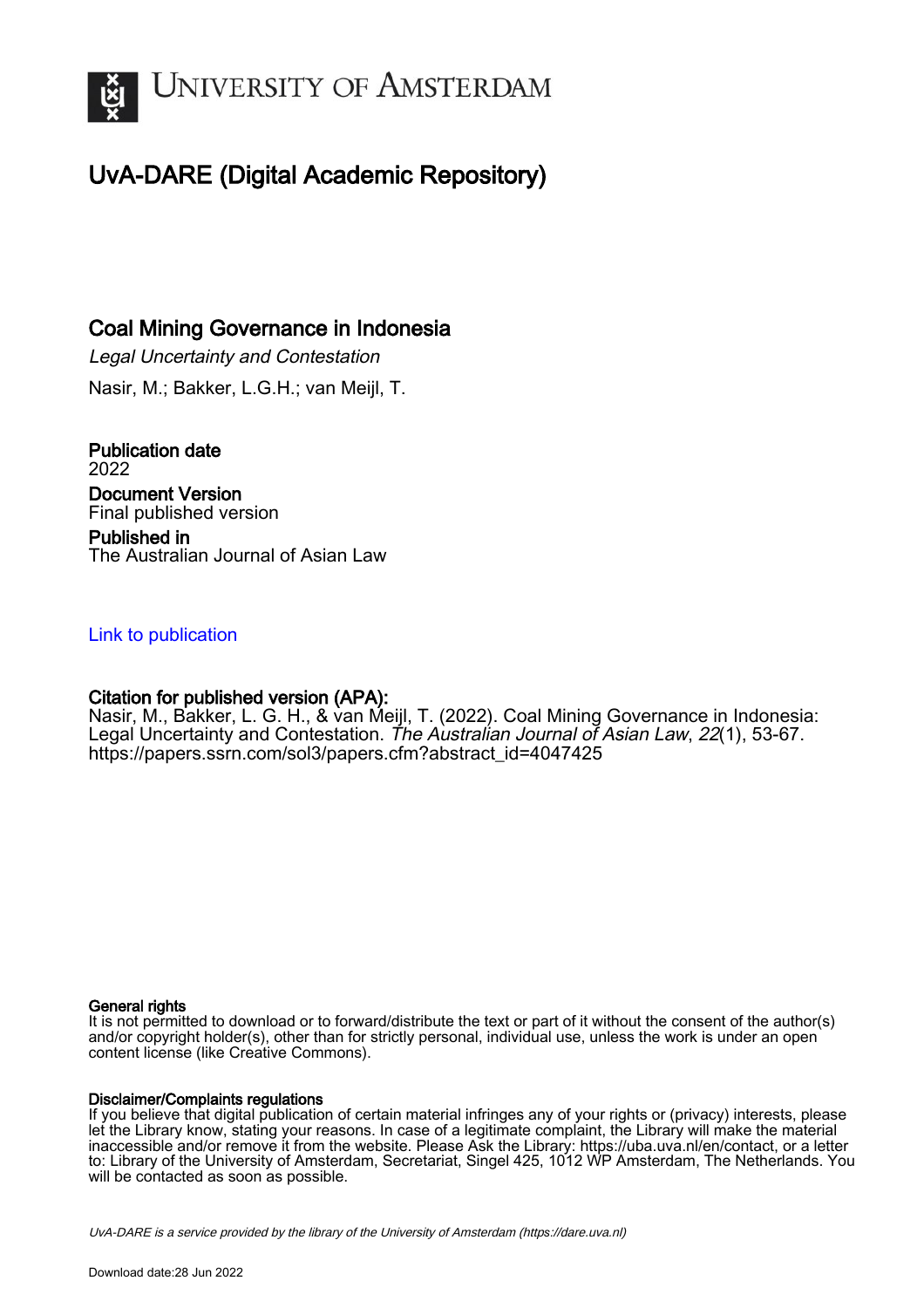# UNIVERSITY OF AMSTERDAM

## UvA-DARE (Digital Academic Repository)

### Coal Mining Governance in Indonesia

*Legal Uncertainty and Contestation*

Nasir, M.; Bakker, L.G.H.; van Meijl, T.

**Publication date**
2022

**Document Version**
Final published version

**Published in**
The Australian Journal of Asian Law

Link to publication

**Citation for published version (APA):**
Nasir, M., Bakker, L. G. H., & van Meijl, T. (2022). Coal Mining Governance in Indonesia: Legal Uncertainty and Contestation. *The Australian Journal of Asian Law*, *22*(1), 53-67. https://papers.ssrn.com/sol3/papers.cfm?abstract_id=4047425

**General rights**
It is not permitted to download or to forward/distribute the text or part of it without the consent of the author(s) and/or copyright holder(s), other than for strictly personal, individual use, unless the work is under an open content license (like Creative Commons).

**Disclaimer/Complaints regulations**
If you believe that digital publication of certain material infringes any of your rights or (privacy) interests, please let the Library know, stating your reasons. In case of a legitimate complaint, the Library will make the material inaccessible and/or remove it from the website. Please Ask the Library: https://uba.uva.nl/en/contact, or a letter to: Library of the University of Amsterdam, Secretariat, Singel 425, 1012 WP Amsterdam, The Netherlands. You will be contacted as soon as possible.

*UvA-DARE is a service provided by the library of the University of Amsterdam (https://dare.uva.nl)*

Download date:28 Jun 2022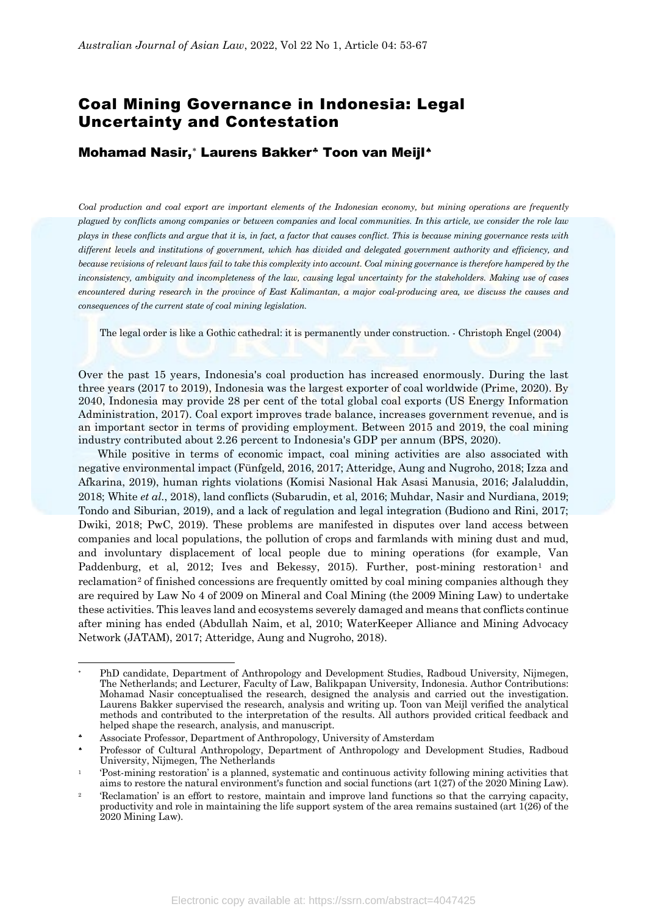# Coal Mining Governance in Indonesia: Legal Uncertainty and Contestation

## Mohamad Nasir,[*] Laurens Bakker[♣] Toon van Meijl[♠]

*Coal production and coal export are important elements of the Indonesian economy, but mining operations are frequently plagued by conflicts among companies or between companies and local communities. In this article, we consider the role law plays in these conflicts and argue that it is, in fact, a factor that causes conflict. This is because mining governance rests with different levels and institutions of government, which has divided and delegated government authority and efficiency, and because revisions of relevant laws fail to take this complexity into account. Coal mining governance is therefore hampered by the inconsistency, ambiguity and incompleteness of the law, causing legal uncertainty for the stakeholders. Making use of cases encountered during research in the province of East Kalimantan, a major coal-producing area, we discuss the causes and consequences of the current state of coal mining legislation.*

The legal order is like a Gothic cathedral: it is permanently under construction. - Christoph Engel (2004)

Over the past 15 years, Indonesia's coal production has increased enormously. During the last three years (2017 to 2019), Indonesia was the largest exporter of coal worldwide (Prime, 2020). By 2040, Indonesia may provide 28 per cent of the total global coal exports (US Energy Information Administration, 2017). Coal export improves trade balance, increases government revenue, and is an important sector in terms of providing employment. Between 2015 and 2019, the coal mining industry contributed about 2.26 percent to Indonesia's GDP per annum (BPS, 2020).

While positive in terms of economic impact, coal mining activities are also associated with negative environmental impact (Fünfgeld, 2016, 2017; Atteridge, Aung and Nugroho, 2018; Izza and Afkarina, 2019), human rights violations (Komisi Nasional Hak Asasi Manusia, 2016; Jalaluddin, 2018; White *et al*., 2018), land conflicts (Subarudin, et al, 2016; Muhdar, Nasir and Nurdiana, 2019; Tondo and Siburian, 2019), and a lack of regulation and legal integration (Budiono and Rini, 2017; Dwiki, 2018; PwC, 2019). These problems are manifested in disputes over land access between companies and local populations, the pollution of crops and farmlands with mining dust and mud, and involuntary displacement of local people due to mining operations (for example, Van Paddenburg, et al, 2012; Ives and Bekessy, 2015). Further, post-mining restoration[1] and reclamation[2] of finished concessions are frequently omitted by coal mining companies although they are required by Law No 4 of 2009 on Mineral and Coal Mining (the 2009 Mining Law) to undertake these activities. This leaves land and ecosystems severely damaged and means that conflicts continue after mining has ended (Abdullah Naim, et al, 2010; WaterKeeper Alliance and Mining Advocacy Network (JATAM), 2017; Atteridge, Aung and Nugroho, 2018).

---

[*] PhD candidate, Department of Anthropology and Development Studies, Radboud University, Nijmegen, The Netherlands; and Lecturer, Faculty of Law, Balikpapan University, Indonesia. Author Contributions: Mohamad Nasir conceptualised the research, designed the analysis and carried out the investigation. Laurens Bakker supervised the research, analysis and writing up. Toon van Meijl verified the analytical methods and contributed to the interpretation of the results. All authors provided critical feedback and helped shape the research, analysis, and manuscript.

[♣] Associate Professor, Department of Anthropology, University of Amsterdam

[♠] Professor of Cultural Anthropology, Department of Anthropology and Development Studies, Radboud University, Nijmegen, The Netherlands

[1] 'Post-mining restoration' is a planned, systematic and continuous activity following mining activities that aims to restore the natural environment's function and social functions (art 1(27) of the 2020 Mining Law).

[2] 'Reclamation' is an effort to restore, maintain and improve land functions so that the carrying capacity, productivity and role in maintaining the life support system of the area remains sustained (art 1(26) of the 2020 Mining Law).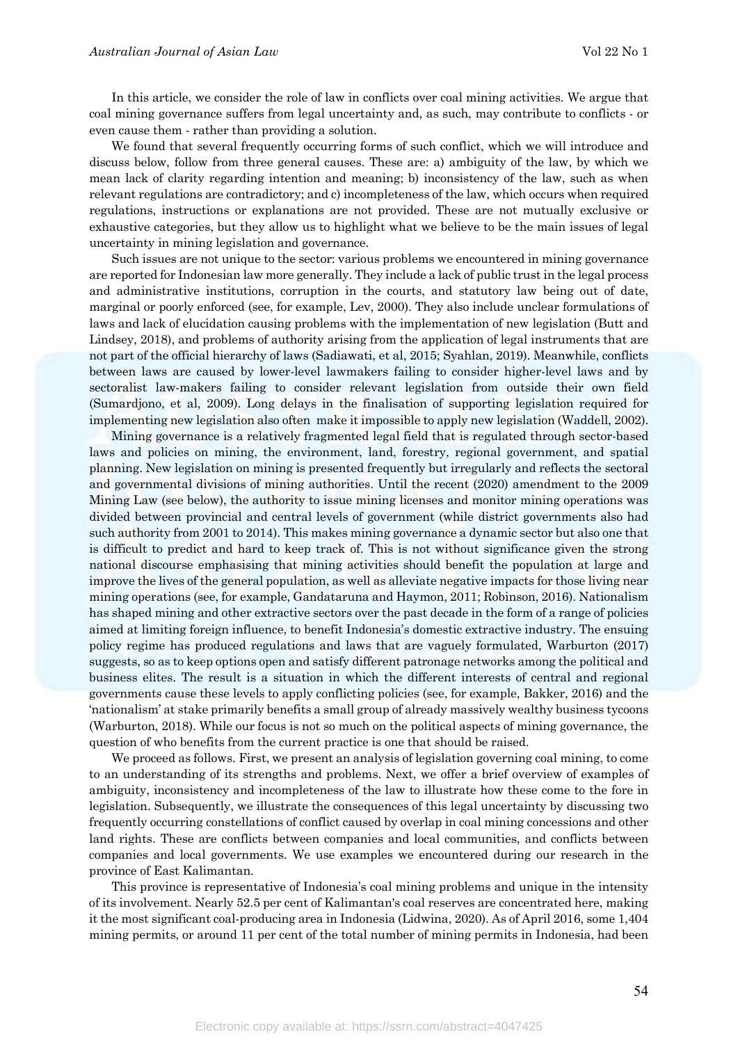In this article, we consider the role of law in conflicts over coal mining activities. We argue that coal mining governance suffers from legal uncertainty and, as such, may contribute to conflicts - or even cause them - rather than providing a solution.

We found that several frequently occurring forms of such conflict, which we will introduce and discuss below, follow from three general causes. These are: a) ambiguity of the law, by which we mean lack of clarity regarding intention and meaning; b) inconsistency of the law, such as when relevant regulations are contradictory; and c) incompleteness of the law, which occurs when required regulations, instructions or explanations are not provided. These are not mutually exclusive or exhaustive categories, but they allow us to highlight what we believe to be the main issues of legal uncertainty in mining legislation and governance.

Such issues are not unique to the sector: various problems we encountered in mining governance are reported for Indonesian law more generally. They include a lack of public trust in the legal process and administrative institutions, corruption in the courts, and statutory law being out of date, marginal or poorly enforced (see, for example, Lev, 2000). They also include unclear formulations of laws and lack of elucidation causing problems with the implementation of new legislation (Butt and Lindsey, 2018), and problems of authority arising from the application of legal instruments that are not part of the official hierarchy of laws (Sadiawati, et al, 2015; Syahlan, 2019). Meanwhile, conflicts between laws are caused by lower-level lawmakers failing to consider higher-level laws and by sectoralist law-makers failing to consider relevant legislation from outside their own field (Sumardjono, et al, 2009). Long delays in the finalisation of supporting legislation required for implementing new legislation also often make it impossible to apply new legislation (Waddell, 2002).

Mining governance is a relatively fragmented legal field that is regulated through sector-based laws and policies on mining, the environment, land, forestry, regional government, and spatial planning. New legislation on mining is presented frequently but irregularly and reflects the sectoral and governmental divisions of mining authorities. Until the recent (2020) amendment to the 2009 Mining Law (see below), the authority to issue mining licenses and monitor mining operations was divided between provincial and central levels of government (while district governments also had such authority from 2001 to 2014). This makes mining governance a dynamic sector but also one that is difficult to predict and hard to keep track of. This is not without significance given the strong national discourse emphasising that mining activities should benefit the population at large and improve the lives of the general population, as well as alleviate negative impacts for those living near mining operations (see, for example, Gandataruna and Haymon, 2011; Robinson, 2016). Nationalism has shaped mining and other extractive sectors over the past decade in the form of a range of policies aimed at limiting foreign influence, to benefit Indonesia's domestic extractive industry. The ensuing policy regime has produced regulations and laws that are vaguely formulated, Warburton (2017) suggests, so as to keep options open and satisfy different patronage networks among the political and business elites. The result is a situation in which the different interests of central and regional governments cause these levels to apply conflicting policies (see, for example, Bakker, 2016) and the 'nationalism' at stake primarily benefits a small group of already massively wealthy business tycoons (Warburton, 2018). While our focus is not so much on the political aspects of mining governance, the question of who benefits from the current practice is one that should be raised.

We proceed as follows. First, we present an analysis of legislation governing coal mining, to come to an understanding of its strengths and problems. Next, we offer a brief overview of examples of ambiguity, inconsistency and incompleteness of the law to illustrate how these come to the fore in legislation. Subsequently, we illustrate the consequences of this legal uncertainty by discussing two frequently occurring constellations of conflict caused by overlap in coal mining concessions and other land rights. These are conflicts between companies and local communities, and conflicts between companies and local governments. We use examples we encountered during our research in the province of East Kalimantan.

This province is representative of Indonesia's coal mining problems and unique in the intensity of its involvement. Nearly 52.5 per cent of Kalimantan's coal reserves are concentrated here, making it the most significant coal-producing area in Indonesia (Lidwina, 2020). As of April 2016, some 1,404 mining permits, or around 11 per cent of the total number of mining permits in Indonesia, had been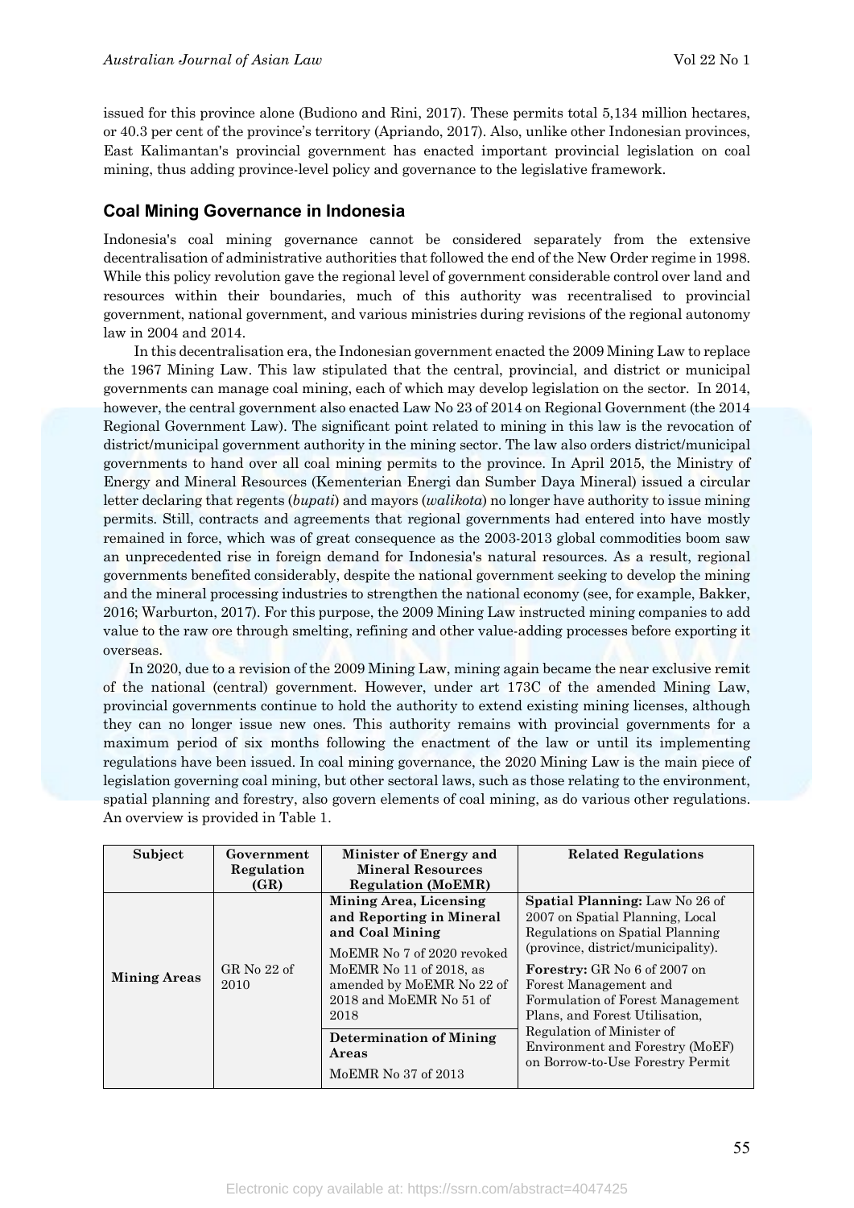issued for this province alone (Budiono and Rini, 2017). These permits total 5,134 million hectares, or 40.3 per cent of the province's territory (Apriando, 2017). Also, unlike other Indonesian provinces, East Kalimantan's provincial government has enacted important provincial legislation on coal mining, thus adding province-level policy and governance to the legislative framework.

## Coal Mining Governance in Indonesia

Indonesia's coal mining governance cannot be considered separately from the extensive decentralisation of administrative authorities that followed the end of the New Order regime in 1998. While this policy revolution gave the regional level of government considerable control over land and resources within their boundaries, much of this authority was recentralised to provincial government, national government, and various ministries during revisions of the regional autonomy law in 2004 and 2014.

In this decentralisation era, the Indonesian government enacted the 2009 Mining Law to replace the 1967 Mining Law. This law stipulated that the central, provincial, and district or municipal governments can manage coal mining, each of which may develop legislation on the sector. In 2014, however, the central government also enacted Law No 23 of 2014 on Regional Government (the 2014 Regional Government Law). The significant point related to mining in this law is the revocation of district/municipal government authority in the mining sector. The law also orders district/municipal governments to hand over all coal mining permits to the province. In April 2015, the Ministry of Energy and Mineral Resources (Kementerian Energi dan Sumber Daya Mineral) issued a circular letter declaring that regents (*bupati*) and mayors (*walikota*) no longer have authority to issue mining permits. Still, contracts and agreements that regional governments had entered into have mostly remained in force, which was of great consequence as the 2003-2013 global commodities boom saw an unprecedented rise in foreign demand for Indonesia's natural resources. As a result, regional governments benefited considerably, despite the national government seeking to develop the mining and the mineral processing industries to strengthen the national economy (see, for example, Bakker, 2016; Warburton, 2017). For this purpose, the 2009 Mining Law instructed mining companies to add value to the raw ore through smelting, refining and other value-adding processes before exporting it overseas.

In 2020, due to a revision of the 2009 Mining Law, mining again became the near exclusive remit of the national (central) government. However, under art 173C of the amended Mining Law, provincial governments continue to hold the authority to extend existing mining licenses, although they can no longer issue new ones. This authority remains with provincial governments for a maximum period of six months following the enactment of the law or until its implementing regulations have been issued. In coal mining governance, the 2020 Mining Law is the main piece of legislation governing coal mining, but other sectoral laws, such as those relating to the environment, spatial planning and forestry, also govern elements of coal mining, as do various other regulations. An overview is provided in Table 1.

| Subject | Government Regulation (GR) | Minister of Energy and Mineral Resources Regulation (MoEMR) | Related Regulations |
|---|---|---|---|
| **Mining Areas** | GR No 22 of 2010 | **Mining Area, Licensing and Reporting in Mineral and Coal Mining** MoEMR No 7 of 2020 revoked MoEMR No 11 of 2018, as amended by MoEMR No 22 of 2018 and MoEMR No 51 of 2018 | **Spatial Planning:** Law No 26 of 2007 on Spatial Planning, Local Regulations on Spatial Planning (province, district/municipality). **Forestry:** GR No 6 of 2007 on Forest Management and Formulation of Forest Management Plans, and Forest Utilisation, Regulation of Minister of Environment and Forestry (MoEF) on Borrow-to-Use Forestry Permit |
| | | **Determination of Mining Areas** MoEMR No 37 of 2013 | |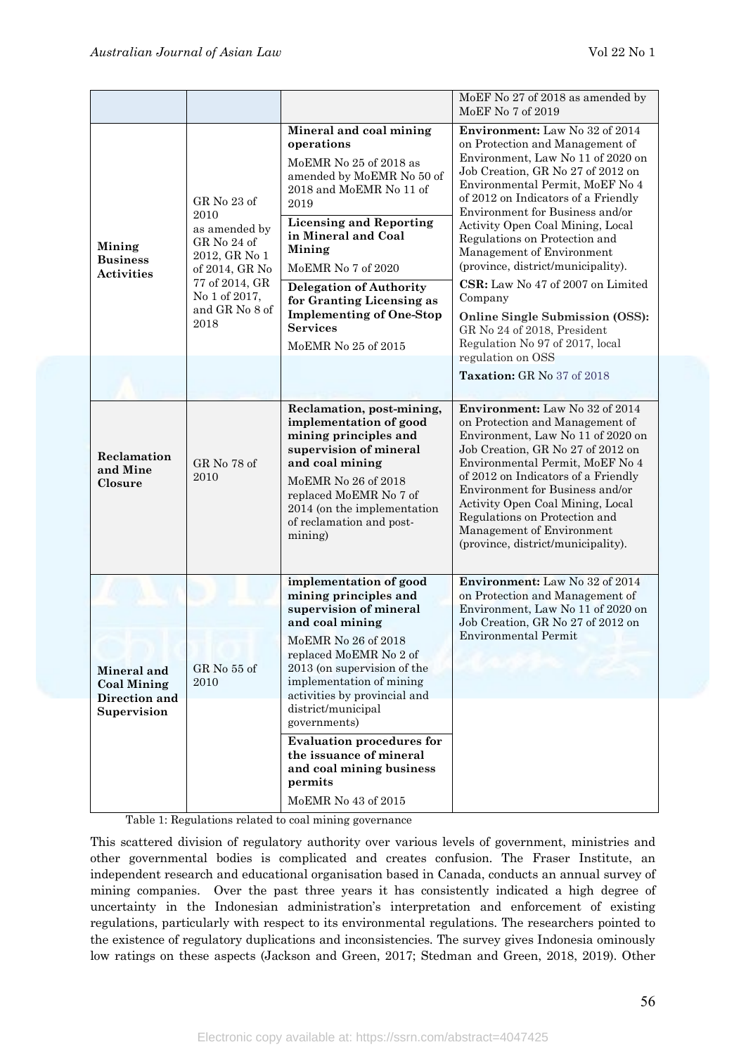| | | | |
|---|---|---|---|
| | | | MoEF No 27 of 2018 as amended by MoEF No 7 of 2019 |
| **Mining Business Activities** | GR No 23 of 2010 as amended by GR No 24 of 2012, GR No 1 of 2014, GR No 77 of 2014, GR No 1 of 2017, and GR No 8 of 2018 | **Mineral and coal mining operations** MoEMR No 25 of 2018 as amended by MoEMR No 50 of 2018 and MoEMR No 11 of 2019 **Licensing and Reporting in Mineral and Coal Mining** MoEMR No 7 of 2020 **Delegation of Authority for Granting Licensing as Implementing of One-Stop Services** MoEMR No 25 of 2015 | **Environment:** Law No 32 of 2014 on Protection and Management of Environment, Law No 11 of 2020 on Job Creation, GR No 27 of 2012 on Environmental Permit, MoEF No 4 of 2012 on Indicators of a Friendly Environment for Business and/or Activity Open Coal Mining, Local Regulations on Protection and Management of Environment (province, district/municipality). **CSR:** Law No 47 of 2007 on Limited Company **Online Single Submission (OSS):** GR No 24 of 2018, President Regulation No 97 of 2017, local regulation on OSS **Taxation:** GR No 37 of 2018 |
| **Reclamation and Mine Closure** | GR No 78 of 2010 | **Reclamation, post-mining, implementation of good mining principles and supervision of mineral and coal mining** MoEMR No 26 of 2018 replaced MoEMR No 7 of 2014 (on the implementation of reclamation and post-mining) | **Environment:** Law No 32 of 2014 on Protection and Management of Environment, Law No 11 of 2020 on Job Creation, GR No 27 of 2012 on Environmental Permit, MoEF No 4 of 2012 on Indicators of a Friendly Environment for Business and/or Activity Open Coal Mining, Local Regulations on Protection and Management of Environment (province, district/municipality). |
| **Mineral and Coal Mining Direction and Supervision** | GR No 55 of 2010 | **implementation of good mining principles and supervision of mineral and coal mining** MoEMR No 26 of 2018 replaced MoEMR No 2 of 2013 (on supervision of the implementation of mining activities by provincial and district/municipal governments) **Evaluation procedures for the issuance of mineral and coal mining business permits** MoEMR No 43 of 2015 | **Environment:** Law No 32 of 2014 on Protection and Management of Environment, Law No 11 of 2020 on Job Creation, GR No 27 of 2012 on Environmental Permit |

Table 1: Regulations related to coal mining governance

This scattered division of regulatory authority over various levels of government, ministries and other governmental bodies is complicated and creates confusion. The Fraser Institute, an independent research and educational organisation based in Canada, conducts an annual survey of mining companies. Over the past three years it has consistently indicated a high degree of uncertainty in the Indonesian administration's interpretation and enforcement of existing regulations, particularly with respect to its environmental regulations. The researchers pointed to the existence of regulatory duplications and inconsistencies. The survey gives Indonesia ominously low ratings on these aspects (Jackson and Green, 2017; Stedman and Green, 2018, 2019). Other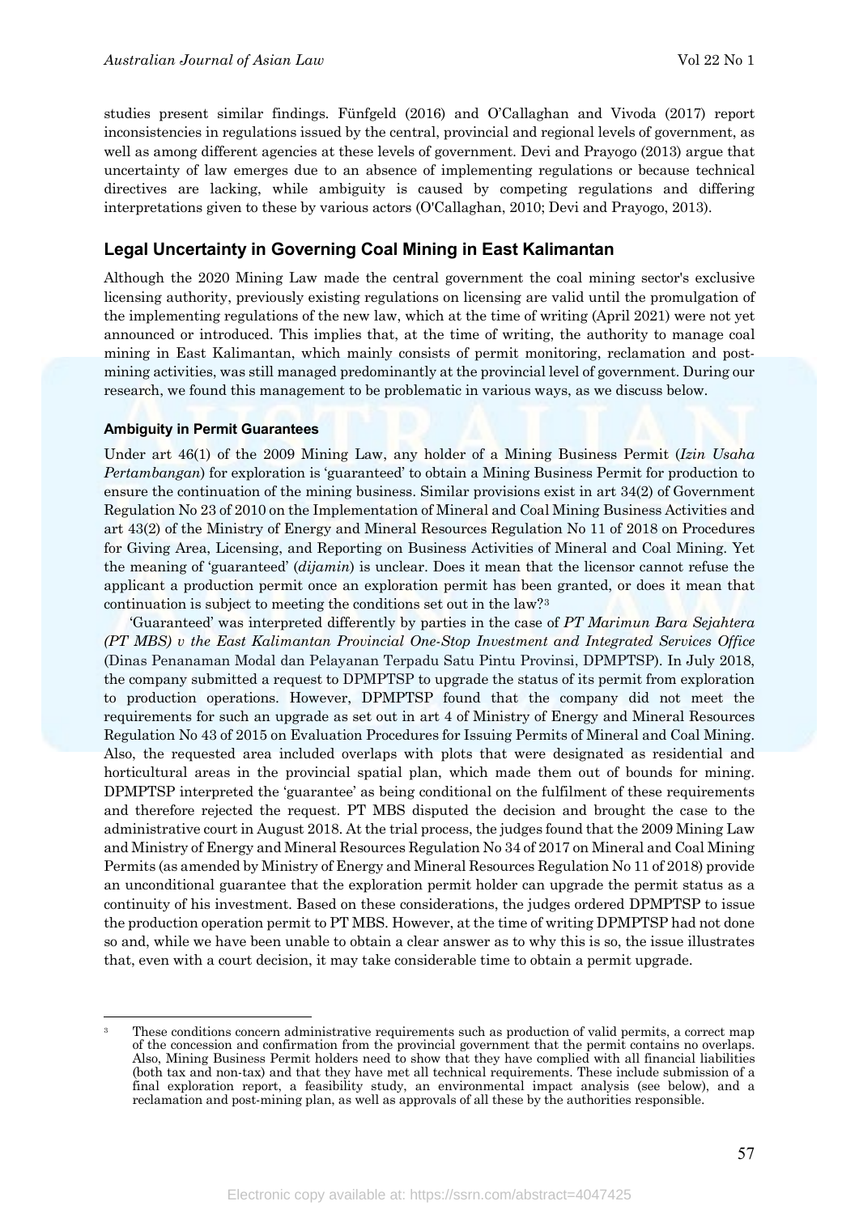studies present similar findings. Fünfgeld (2016) and O'Callaghan and Vivoda (2017) report inconsistencies in regulations issued by the central, provincial and regional levels of government, as well as among different agencies at these levels of government. Devi and Prayogo (2013) argue that uncertainty of law emerges due to an absence of implementing regulations or because technical directives are lacking, while ambiguity is caused by competing regulations and differing interpretations given to these by various actors (O'Callaghan, 2010; Devi and Prayogo, 2013).

## Legal Uncertainty in Governing Coal Mining in East Kalimantan

Although the 2020 Mining Law made the central government the coal mining sector's exclusive licensing authority, previously existing regulations on licensing are valid until the promulgation of the implementing regulations of the new law, which at the time of writing (April 2021) were not yet announced or introduced. This implies that, at the time of writing, the authority to manage coal mining in East Kalimantan, which mainly consists of permit monitoring, reclamation and post-mining activities, was still managed predominantly at the provincial level of government. During our research, we found this management to be problematic in various ways, as we discuss below.

### Ambiguity in Permit Guarantees

Under art 46(1) of the 2009 Mining Law, any holder of a Mining Business Permit (*Izin Usaha Pertambangan*) for exploration is 'guaranteed' to obtain a Mining Business Permit for production to ensure the continuation of the mining business. Similar provisions exist in art 34(2) of Government Regulation No 23 of 2010 on the Implementation of Mineral and Coal Mining Business Activities and art 43(2) of the Ministry of Energy and Mineral Resources Regulation No 11 of 2018 on Procedures for Giving Area, Licensing, and Reporting on Business Activities of Mineral and Coal Mining. Yet the meaning of 'guaranteed' (*dijamin*) is unclear. Does it mean that the licensor cannot refuse the applicant a production permit once an exploration permit has been granted, or does it mean that continuation is subject to meeting the conditions set out in the law?[3]

'Guaranteed' was interpreted differently by parties in the case of *PT Marimun Bara Sejahtera (PT MBS) v the East Kalimantan Provincial One-Stop Investment and Integrated Services Office* (Dinas Penanaman Modal dan Pelayanan Terpadu Satu Pintu Provinsi, DPMPTSP). In July 2018, the company submitted a request to DPMPTSP to upgrade the status of its permit from exploration to production operations. However, DPMPTSP found that the company did not meet the requirements for such an upgrade as set out in art 4 of Ministry of Energy and Mineral Resources Regulation No 43 of 2015 on Evaluation Procedures for Issuing Permits of Mineral and Coal Mining. Also, the requested area included overlaps with plots that were designated as residential and horticultural areas in the provincial spatial plan, which made them out of bounds for mining. DPMPTSP interpreted the 'guarantee' as being conditional on the fulfilment of these requirements and therefore rejected the request. PT MBS disputed the decision and brought the case to the administrative court in August 2018. At the trial process, the judges found that the 2009 Mining Law and Ministry of Energy and Mineral Resources Regulation No 34 of 2017 on Mineral and Coal Mining Permits (as amended by Ministry of Energy and Mineral Resources Regulation No 11 of 2018) provide an unconditional guarantee that the exploration permit holder can upgrade the permit status as a continuity of his investment. Based on these considerations, the judges ordered DPMPTSP to issue the production operation permit to PT MBS. However, at the time of writing DPMPTSP had not done so and, while we have been unable to obtain a clear answer as to why this is so, the issue illustrates that, even with a court decision, it may take considerable time to obtain a permit upgrade.

---

[3] These conditions concern administrative requirements such as production of valid permits, a correct map of the concession and confirmation from the provincial government that the permit contains no overlaps. Also, Mining Business Permit holders need to show that they have complied with all financial liabilities (both tax and non-tax) and that they have met all technical requirements. These include submission of a final exploration report, a feasibility study, an environmental impact analysis (see below), and a reclamation and post-mining plan, as well as approvals of all these by the authorities responsible.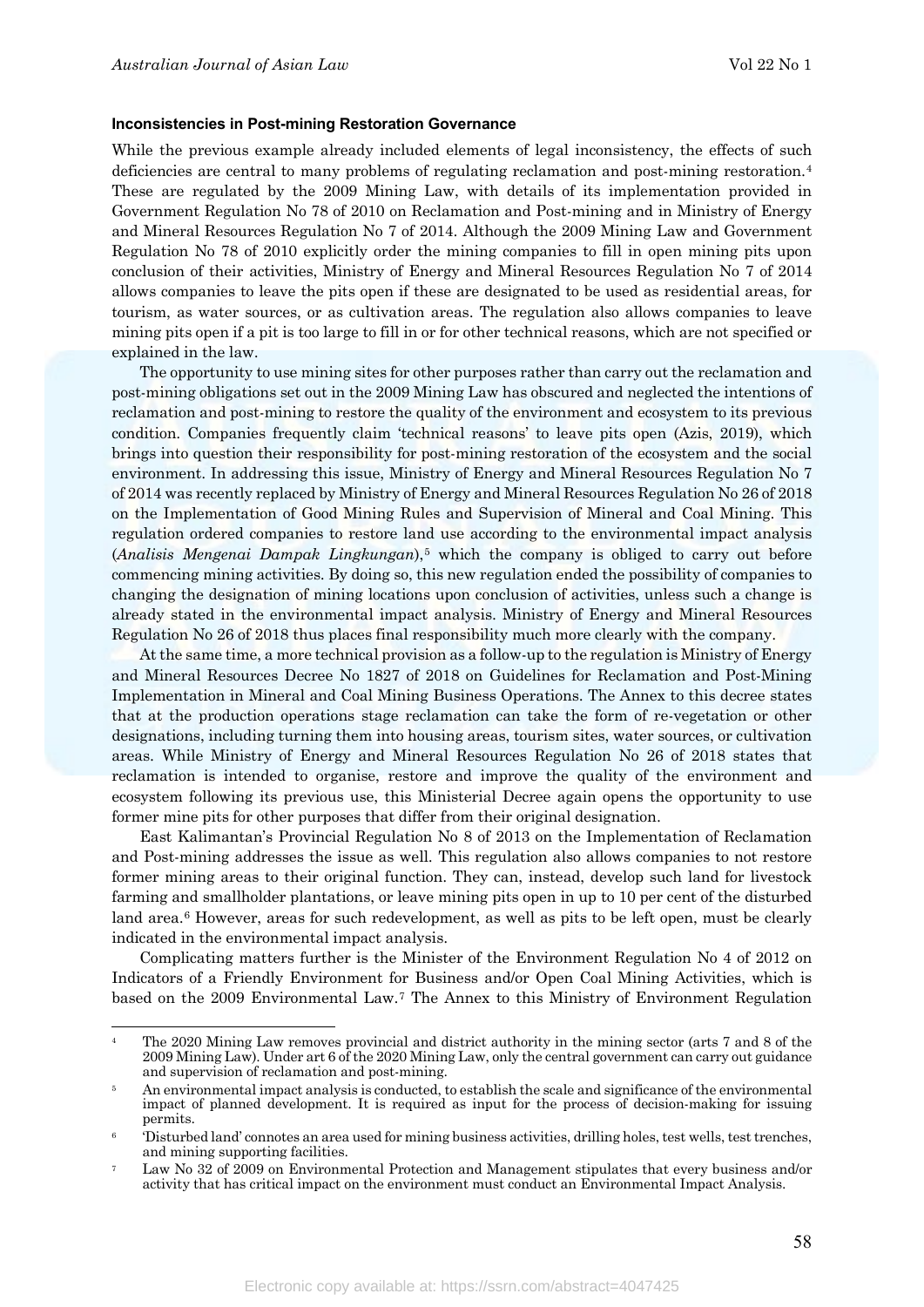#### Inconsistencies in Post-mining Restoration Governance

While the previous example already included elements of legal inconsistency, the effects of such deficiencies are central to many problems of regulating reclamation and post-mining restoration.[4] These are regulated by the 2009 Mining Law, with details of its implementation provided in Government Regulation No 78 of 2010 on Reclamation and Post-mining and in Ministry of Energy and Mineral Resources Regulation No 7 of 2014. Although the 2009 Mining Law and Government Regulation No 78 of 2010 explicitly order the mining companies to fill in open mining pits upon conclusion of their activities, Ministry of Energy and Mineral Resources Regulation No 7 of 2014 allows companies to leave the pits open if these are designated to be used as residential areas, for tourism, as water sources, or as cultivation areas. The regulation also allows companies to leave mining pits open if a pit is too large to fill in or for other technical reasons, which are not specified or explained in the law.

The opportunity to use mining sites for other purposes rather than carry out the reclamation and post-mining obligations set out in the 2009 Mining Law has obscured and neglected the intentions of reclamation and post-mining to restore the quality of the environment and ecosystem to its previous condition. Companies frequently claim 'technical reasons' to leave pits open (Azis, 2019), which brings into question their responsibility for post-mining restoration of the ecosystem and the social environment. In addressing this issue, Ministry of Energy and Mineral Resources Regulation No 7 of 2014 was recently replaced by Ministry of Energy and Mineral Resources Regulation No 26 of 2018 on the Implementation of Good Mining Rules and Supervision of Mineral and Coal Mining. This regulation ordered companies to restore land use according to the environmental impact analysis (*Analisis Mengenai Dampak Lingkungan*),[5] which the company is obliged to carry out before commencing mining activities. By doing so, this new regulation ended the possibility of companies to changing the designation of mining locations upon conclusion of activities, unless such a change is already stated in the environmental impact analysis. Ministry of Energy and Mineral Resources Regulation No 26 of 2018 thus places final responsibility much more clearly with the company.

At the same time, a more technical provision as a follow-up to the regulation is Ministry of Energy and Mineral Resources Decree No 1827 of 2018 on Guidelines for Reclamation and Post-Mining Implementation in Mineral and Coal Mining Business Operations. The Annex to this decree states that at the production operations stage reclamation can take the form of re-vegetation or other designations, including turning them into housing areas, tourism sites, water sources, or cultivation areas. While Ministry of Energy and Mineral Resources Regulation No 26 of 2018 states that reclamation is intended to organise, restore and improve the quality of the environment and ecosystem following its previous use, this Ministerial Decree again opens the opportunity to use former mine pits for other purposes that differ from their original designation.

East Kalimantan's Provincial Regulation No 8 of 2013 on the Implementation of Reclamation and Post-mining addresses the issue as well. This regulation also allows companies to not restore former mining areas to their original function. They can, instead, develop such land for livestock farming and smallholder plantations, or leave mining pits open in up to 10 per cent of the disturbed land area.[6] However, areas for such redevelopment, as well as pits to be left open, must be clearly indicated in the environmental impact analysis.

Complicating matters further is the Minister of the Environment Regulation No 4 of 2012 on Indicators of a Friendly Environment for Business and/or Open Coal Mining Activities, which is based on the 2009 Environmental Law.[7] The Annex to this Ministry of Environment Regulation

---

[4] The 2020 Mining Law removes provincial and district authority in the mining sector (arts 7 and 8 of the 2009 Mining Law). Under art 6 of the 2020 Mining Law, only the central government can carry out guidance and supervision of reclamation and post-mining.

[5] An environmental impact analysis is conducted, to establish the scale and significance of the environmental impact of planned development. It is required as input for the process of decision-making for issuing permits.

[6] 'Disturbed land' connotes an area used for mining business activities, drilling holes, test wells, test trenches, and mining supporting facilities.

[7] Law No 32 of 2009 on Environmental Protection and Management stipulates that every business and/or activity that has critical impact on the environment must conduct an Environmental Impact Analysis.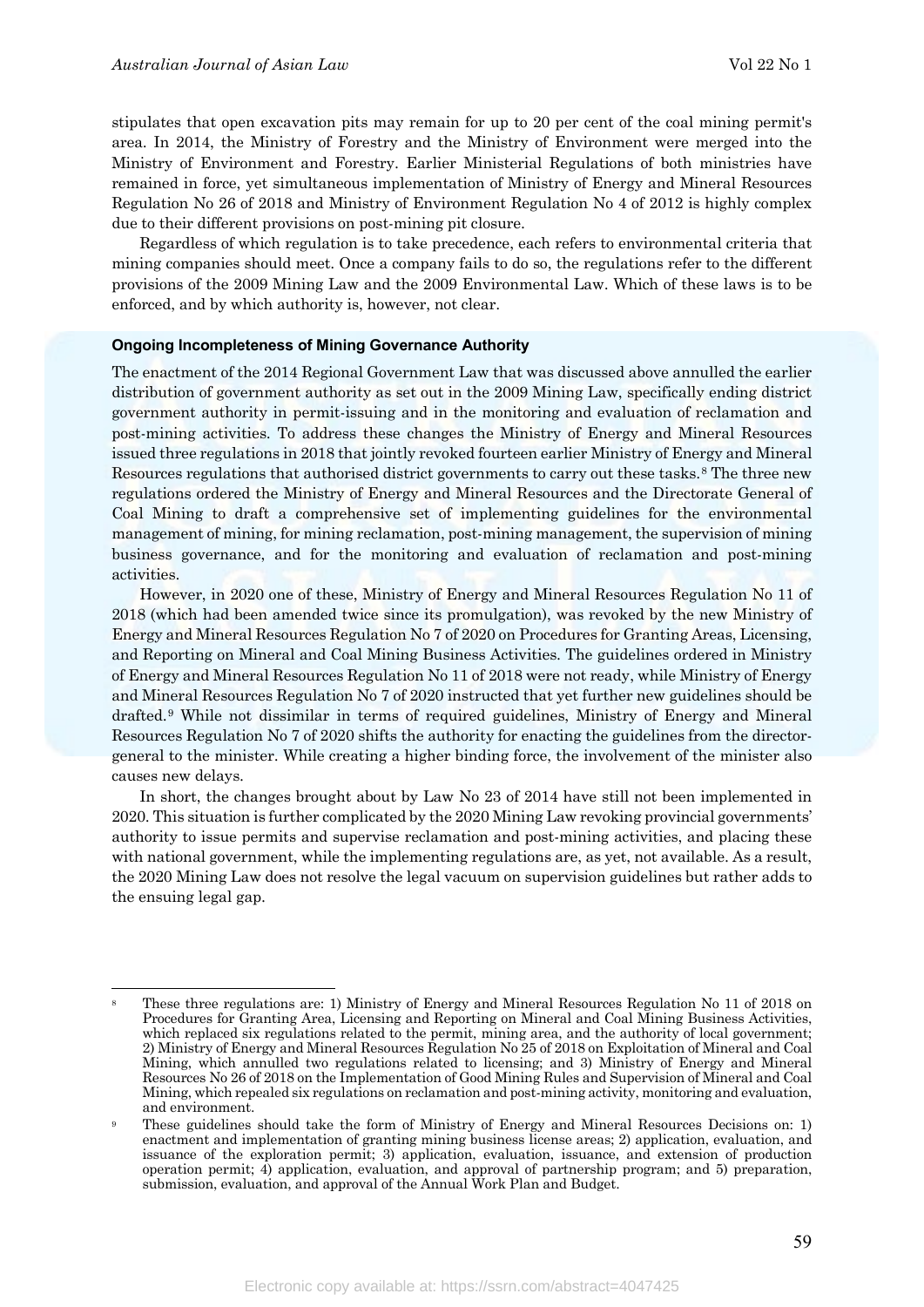stipulates that open excavation pits may remain for up to 20 per cent of the coal mining permit's area. In 2014, the Ministry of Forestry and the Ministry of Environment were merged into the Ministry of Environment and Forestry. Earlier Ministerial Regulations of both ministries have remained in force, yet simultaneous implementation of Ministry of Energy and Mineral Resources Regulation No 26 of 2018 and Ministry of Environment Regulation No 4 of 2012 is highly complex due to their different provisions on post-mining pit closure.

Regardless of which regulation is to take precedence, each refers to environmental criteria that mining companies should meet. Once a company fails to do so, the regulations refer to the different provisions of the 2009 Mining Law and the 2009 Environmental Law. Which of these laws is to be enforced, and by which authority is, however, not clear.

#### Ongoing Incompleteness of Mining Governance Authority

The enactment of the 2014 Regional Government Law that was discussed above annulled the earlier distribution of government authority as set out in the 2009 Mining Law, specifically ending district government authority in permit-issuing and in the monitoring and evaluation of reclamation and post-mining activities. To address these changes the Ministry of Energy and Mineral Resources issued three regulations in 2018 that jointly revoked fourteen earlier Ministry of Energy and Mineral Resources regulations that authorised district governments to carry out these tasks.[8] The three new regulations ordered the Ministry of Energy and Mineral Resources and the Directorate General of Coal Mining to draft a comprehensive set of implementing guidelines for the environmental management of mining, for mining reclamation, post-mining management, the supervision of mining business governance, and for the monitoring and evaluation of reclamation and post-mining activities.

However, in 2020 one of these, Ministry of Energy and Mineral Resources Regulation No 11 of 2018 (which had been amended twice since its promulgation), was revoked by the new Ministry of Energy and Mineral Resources Regulation No 7 of 2020 on Procedures for Granting Areas, Licensing, and Reporting on Mineral and Coal Mining Business Activities. The guidelines ordered in Ministry of Energy and Mineral Resources Regulation No 11 of 2018 were not ready, while Ministry of Energy and Mineral Resources Regulation No 7 of 2020 instructed that yet further new guidelines should be drafted.[9] While not dissimilar in terms of required guidelines, Ministry of Energy and Mineral Resources Regulation No 7 of 2020 shifts the authority for enacting the guidelines from the director-general to the minister. While creating a higher binding force, the involvement of the minister also causes new delays.

In short, the changes brought about by Law No 23 of 2014 have still not been implemented in 2020. This situation is further complicated by the 2020 Mining Law revoking provincial governments' authority to issue permits and supervise reclamation and post-mining activities, and placing these with national government, while the implementing regulations are, as yet, not available. As a result, the 2020 Mining Law does not resolve the legal vacuum on supervision guidelines but rather adds to the ensuing legal gap.

---

[8] These three regulations are: 1) Ministry of Energy and Mineral Resources Regulation No 11 of 2018 on Procedures for Granting Area, Licensing and Reporting on Mineral and Coal Mining Business Activities, which replaced six regulations related to the permit, mining area, and the authority of local government; 2) Ministry of Energy and Mineral Resources Regulation No 25 of 2018 on Exploitation of Mineral and Coal Mining, which annulled two regulations related to licensing; and 3) Ministry of Energy and Mineral Resources No 26 of 2018 on the Implementation of Good Mining Rules and Supervision of Mineral and Coal Mining, which repealed six regulations on reclamation and post-mining activity, monitoring and evaluation, and environment.

[9] These guidelines should take the form of Ministry of Energy and Mineral Resources Decisions on: 1) enactment and implementation of granting mining business license areas; 2) application, evaluation, and issuance of the exploration permit; 3) application, evaluation, issuance, and extension of production operation permit; 4) application, evaluation, and approval of partnership program; and 5) preparation, submission, evaluation, and approval of the Annual Work Plan and Budget.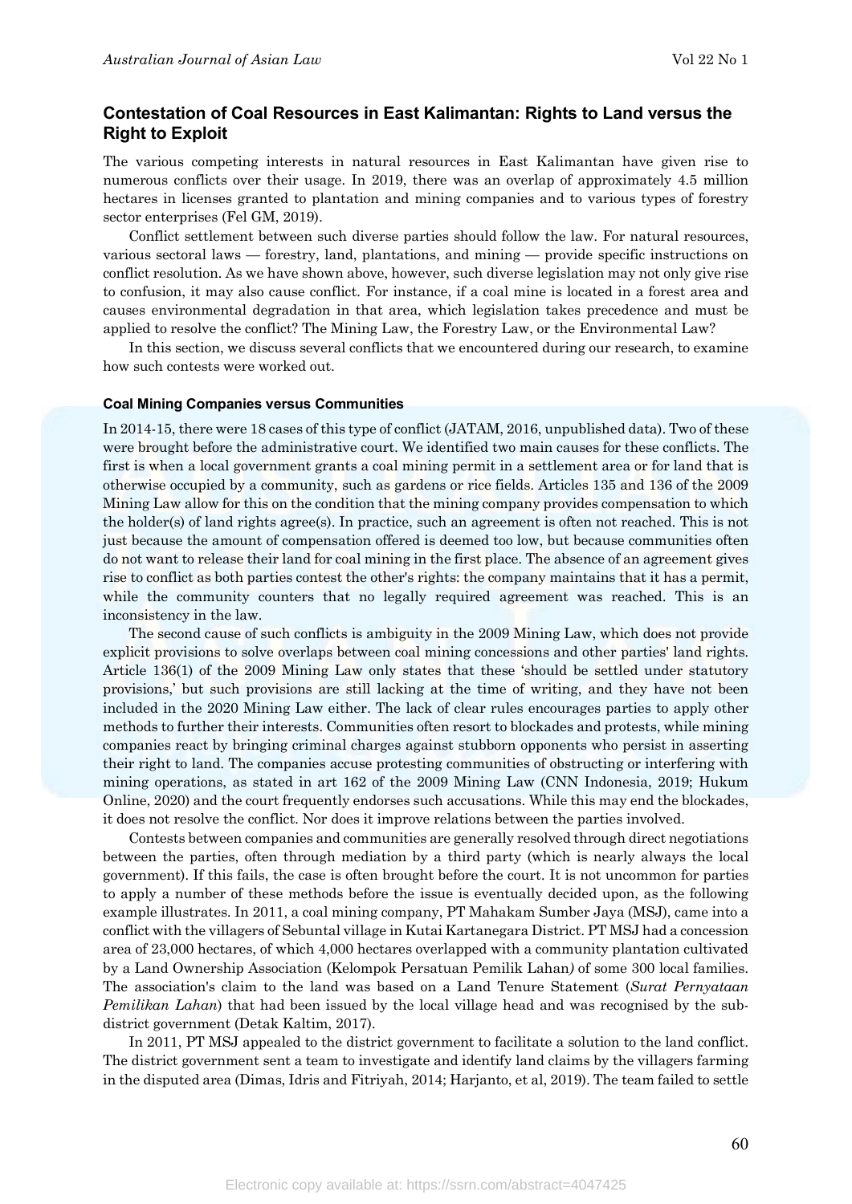## Contestation of Coal Resources in East Kalimantan: Rights to Land versus the Right to Exploit

The various competing interests in natural resources in East Kalimantan have given rise to numerous conflicts over their usage. In 2019, there was an overlap of approximately 4.5 million hectares in licenses granted to plantation and mining companies and to various types of forestry sector enterprises (Fel GM, 2019).

Conflict settlement between such diverse parties should follow the law. For natural resources, various sectoral laws — forestry, land, plantations, and mining — provide specific instructions on conflict resolution. As we have shown above, however, such diverse legislation may not only give rise to confusion, it may also cause conflict. For instance, if a coal mine is located in a forest area and causes environmental degradation in that area, which legislation takes precedence and must be applied to resolve the conflict? The Mining Law, the Forestry Law, or the Environmental Law?

In this section, we discuss several conflicts that we encountered during our research, to examine how such contests were worked out.

### Coal Mining Companies versus Communities

In 2014-15, there were 18 cases of this type of conflict (JATAM, 2016, unpublished data). Two of these were brought before the administrative court. We identified two main causes for these conflicts. The first is when a local government grants a coal mining permit in a settlement area or for land that is otherwise occupied by a community, such as gardens or rice fields. Articles 135 and 136 of the 2009 Mining Law allow for this on the condition that the mining company provides compensation to which the holder(s) of land rights agree(s). In practice, such an agreement is often not reached. This is not just because the amount of compensation offered is deemed too low, but because communities often do not want to release their land for coal mining in the first place. The absence of an agreement gives rise to conflict as both parties contest the other's rights: the company maintains that it has a permit, while the community counters that no legally required agreement was reached. This is an inconsistency in the law.

The second cause of such conflicts is ambiguity in the 2009 Mining Law, which does not provide explicit provisions to solve overlaps between coal mining concessions and other parties' land rights. Article 136(1) of the 2009 Mining Law only states that these 'should be settled under statutory provisions,' but such provisions are still lacking at the time of writing, and they have not been included in the 2020 Mining Law either. The lack of clear rules encourages parties to apply other methods to further their interests. Communities often resort to blockades and protests, while mining companies react by bringing criminal charges against stubborn opponents who persist in asserting their right to land. The companies accuse protesting communities of obstructing or interfering with mining operations, as stated in art 162 of the 2009 Mining Law (CNN Indonesia, 2019; Hukum Online, 2020) and the court frequently endorses such accusations. While this may end the blockades, it does not resolve the conflict. Nor does it improve relations between the parties involved.

Contests between companies and communities are generally resolved through direct negotiations between the parties, often through mediation by a third party (which is nearly always the local government). If this fails, the case is often brought before the court. It is not uncommon for parties to apply a number of these methods before the issue is eventually decided upon, as the following example illustrates. In 2011, a coal mining company, PT Mahakam Sumber Jaya (MSJ), came into a conflict with the villagers of Sebuntal village in Kutai Kartanegara District. PT MSJ had a concession area of 23,000 hectares, of which 4,000 hectares overlapped with a community plantation cultivated by a Land Ownership Association (Kelompok Persatuan Pemilik Lahan) of some 300 local families. The association's claim to the land was based on a Land Tenure Statement (*Surat Pernyataan Pemilikan Lahan*) that had been issued by the local village head and was recognised by the sub-district government (Detak Kaltim, 2017).

In 2011, PT MSJ appealed to the district government to facilitate a solution to the land conflict. The district government sent a team to investigate and identify land claims by the villagers farming in the disputed area (Dimas, Idris and Fitriyah, 2014; Harjanto, et al, 2019). The team failed to settle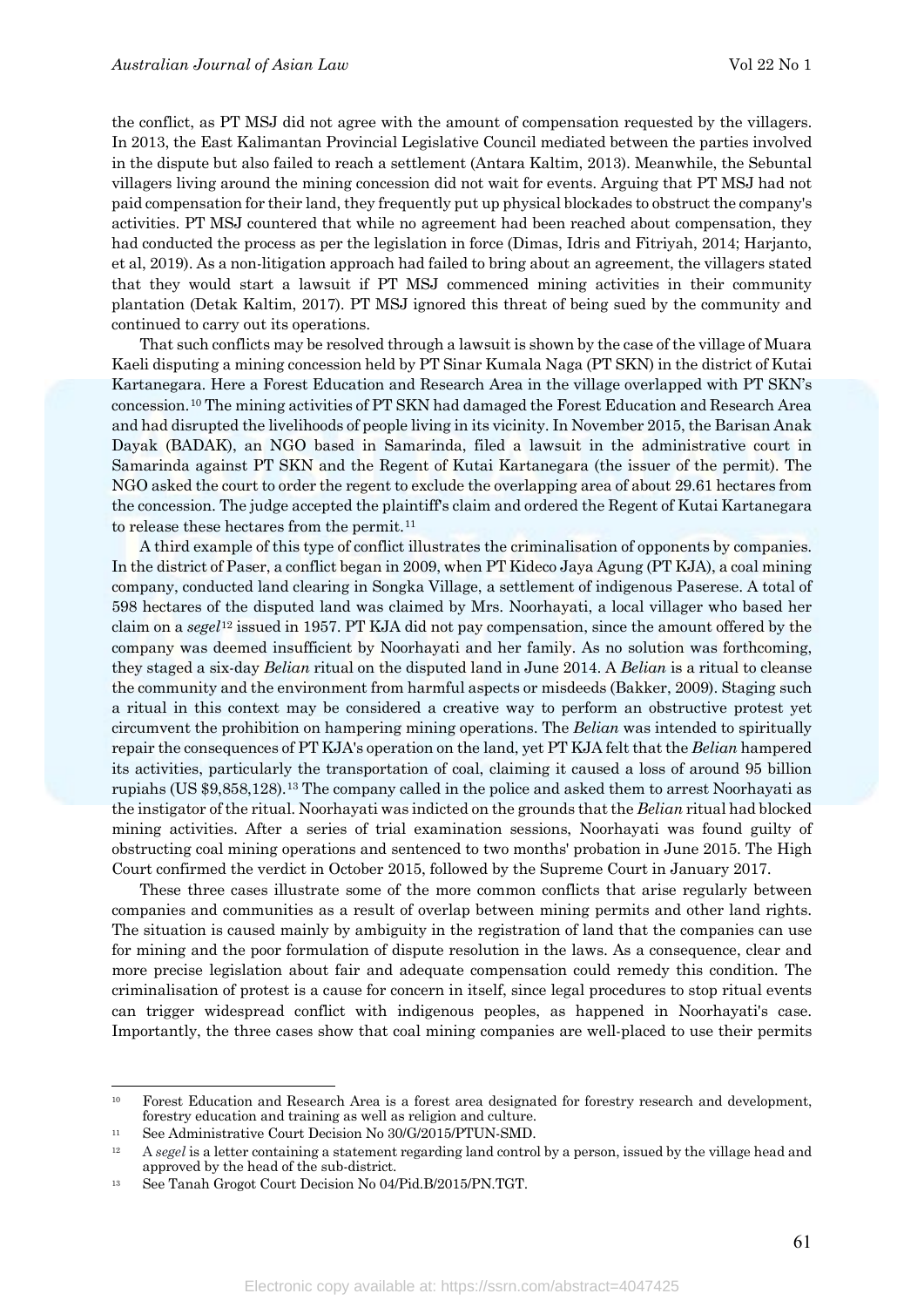the conflict, as PT MSJ did not agree with the amount of compensation requested by the villagers. In 2013, the East Kalimantan Provincial Legislative Council mediated between the parties involved in the dispute but also failed to reach a settlement (Antara Kaltim, 2013). Meanwhile, the Sebuntal villagers living around the mining concession did not wait for events. Arguing that PT MSJ had not paid compensation for their land, they frequently put up physical blockades to obstruct the company's activities. PT MSJ countered that while no agreement had been reached about compensation, they had conducted the process as per the legislation in force (Dimas, Idris and Fitriyah, 2014; Harjanto, et al, 2019). As a non-litigation approach had failed to bring about an agreement, the villagers stated that they would start a lawsuit if PT MSJ commenced mining activities in their community plantation (Detak Kaltim, 2017). PT MSJ ignored this threat of being sued by the community and continued to carry out its operations.

That such conflicts may be resolved through a lawsuit is shown by the case of the village of Muara Kaeli disputing a mining concession held by PT Sinar Kumala Naga (PT SKN) in the district of Kutai Kartanegara. Here a Forest Education and Research Area in the village overlapped with PT SKN's concession.[10] The mining activities of PT SKN had damaged the Forest Education and Research Area and had disrupted the livelihoods of people living in its vicinity. In November 2015, the Barisan Anak Dayak (BADAK), an NGO based in Samarinda, filed a lawsuit in the administrative court in Samarinda against PT SKN and the Regent of Kutai Kartanegara (the issuer of the permit). The NGO asked the court to order the regent to exclude the overlapping area of about 29.61 hectares from the concession. The judge accepted the plaintiff's claim and ordered the Regent of Kutai Kartanegara to release these hectares from the permit.[11]

A third example of this type of conflict illustrates the criminalisation of opponents by companies. In the district of Paser, a conflict began in 2009, when PT Kideco Jaya Agung (PT KJA), a coal mining company, conducted land clearing in Songka Village, a settlement of indigenous Paserese. A total of 598 hectares of the disputed land was claimed by Mrs. Noorhayati, a local villager who based her claim on a *segel*[12] issued in 1957. PT KJA did not pay compensation, since the amount offered by the company was deemed insufficient by Noorhayati and her family. As no solution was forthcoming, they staged a six-day *Belian* ritual on the disputed land in June 2014. A *Belian* is a ritual to cleanse the community and the environment from harmful aspects or misdeeds (Bakker, 2009). Staging such a ritual in this context may be considered a creative way to perform an obstructive protest yet circumvent the prohibition on hampering mining operations. The *Belian* was intended to spiritually repair the consequences of PT KJA's operation on the land, yet PT KJA felt that the *Belian* hampered its activities, particularly the transportation of coal, claiming it caused a loss of around 95 billion rupiahs (US $9,858,128).[13] The company called in the police and asked them to arrest Noorhayati as the instigator of the ritual. Noorhayati was indicted on the grounds that the *Belian* ritual had blocked mining activities. After a series of trial examination sessions, Noorhayati was found guilty of obstructing coal mining operations and sentenced to two months' probation in June 2015. The High Court confirmed the verdict in October 2015, followed by the Supreme Court in January 2017.

These three cases illustrate some of the more common conflicts that arise regularly between companies and communities as a result of overlap between mining permits and other land rights. The situation is caused mainly by ambiguity in the registration of land that the companies can use for mining and the poor formulation of dispute resolution in the laws. As a consequence, clear and more precise legislation about fair and adequate compensation could remedy this condition. The criminalisation of protest is a cause for concern in itself, since legal procedures to stop ritual events can trigger widespread conflict with indigenous peoples, as happened in Noorhayati's case. Importantly, the three cases show that coal mining companies are well-placed to use their permits

---

[10] Forest Education and Research Area is a forest area designated for forestry research and development, forestry education and training as well as religion and culture.

[11] See Administrative Court Decision No 30/G/2015/PTUN-SMD.

[12] A *segel* is a letter containing a statement regarding land control by a person, issued by the village head and approved by the head of the sub-district.

[13] See Tanah Grogot Court Decision No 04/Pid.B/2015/PN.TGT.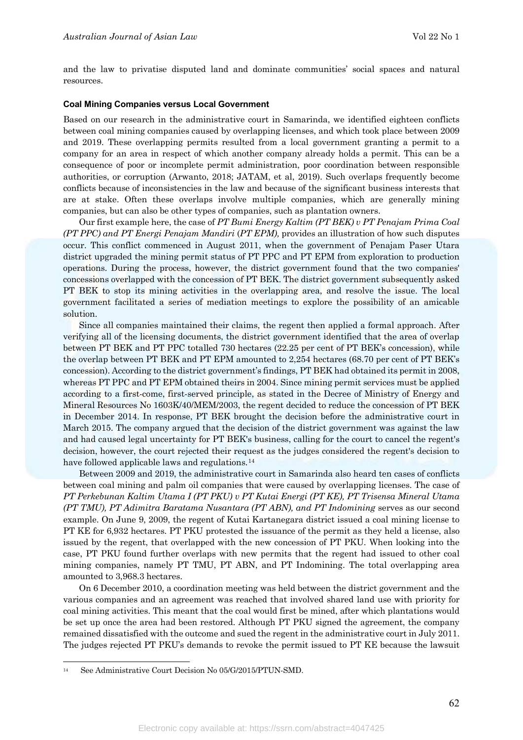and the law to privatise disputed land and dominate communities' social spaces and natural resources.

#### Coal Mining Companies versus Local Government

Based on our research in the administrative court in Samarinda, we identified eighteen conflicts between coal mining companies caused by overlapping licenses, and which took place between 2009 and 2019. These overlapping permits resulted from a local government granting a permit to a company for an area in respect of which another company already holds a permit. This can be a consequence of poor or incomplete permit administration, poor coordination between responsible authorities, or corruption (Arwanto, 2018; JATAM, et al, 2019). Such overlaps frequently become conflicts because of inconsistencies in the law and because of the significant business interests that are at stake. Often these overlaps involve multiple companies, which are generally mining companies, but can also be other types of companies, such as plantation owners.

Our first example here, the case of *PT Bumi Energy Kaltim (PT BEK) v PT Penajam Prima Coal (PT PPC) and PT Energi Penajam Mandiri* (*PT EPM),* provides an illustration of how such disputes occur. This conflict commenced in August 2011, when the government of Penajam Paser Utara district upgraded the mining permit status of PT PPC and PT EPM from exploration to production operations. During the process, however, the district government found that the two companies' concessions overlapped with the concession of PT BEK. The district government subsequently asked PT BEK to stop its mining activities in the overlapping area, and resolve the issue. The local government facilitated a series of mediation meetings to explore the possibility of an amicable solution.

Since all companies maintained their claims, the regent then applied a formal approach. After verifying all of the licensing documents, the district government identified that the area of overlap between PT BEK and PT PPC totalled 730 hectares (22.25 per cent of PT BEK's concession), while the overlap between PT BEK and PT EPM amounted to 2,254 hectares (68.70 per cent of PT BEK's concession). According to the district government's findings, PT BEK had obtained its permit in 2008, whereas PT PPC and PT EPM obtained theirs in 2004. Since mining permit services must be applied according to a first-come, first-served principle, as stated in the Decree of Ministry of Energy and Mineral Resources No 1603K/40/MEM/2003, the regent decided to reduce the concession of PT BEK in December 2014. In response, PT BEK brought the decision before the administrative court in March 2015. The company argued that the decision of the district government was against the law and had caused legal uncertainty for PT BEK's business, calling for the court to cancel the regent's decision, however, the court rejected their request as the judges considered the regent's decision to have followed applicable laws and regulations.[14]

Between 2009 and 2019, the administrative court in Samarinda also heard ten cases of conflicts between coal mining and palm oil companies that were caused by overlapping licenses. The case of *PT Perkebunan Kaltim Utama I (PT PKU) v PT Kutai Energi (PT KE), PT Trisensa Mineral Utama (PT TMU), PT Adimitra Baratama Nusantara (PT ABN), and PT Indomining* serves as our second example. On June 9, 2009, the regent of Kutai Kartanegara district issued a coal mining license to PT KE for 6,932 hectares. PT PKU protested the issuance of the permit as they held a license, also issued by the regent, that overlapped with the new concession of PT PKU. When looking into the case, PT PKU found further overlaps with new permits that the regent had issued to other coal mining companies, namely PT TMU, PT ABN, and PT Indomining. The total overlapping area amounted to 3,968.3 hectares.

On 6 December 2010, a coordination meeting was held between the district government and the various companies and an agreement was reached that involved shared land use with priority for coal mining activities. This meant that the coal would first be mined, after which plantations would be set up once the area had been restored. Although PT PKU signed the agreement, the company remained dissatisfied with the outcome and sued the regent in the administrative court in July 2011. The judges rejected PT PKU's demands to revoke the permit issued to PT KE because the lawsuit

---

[14] See Administrative Court Decision No 05/G/2015/PTUN-SMD.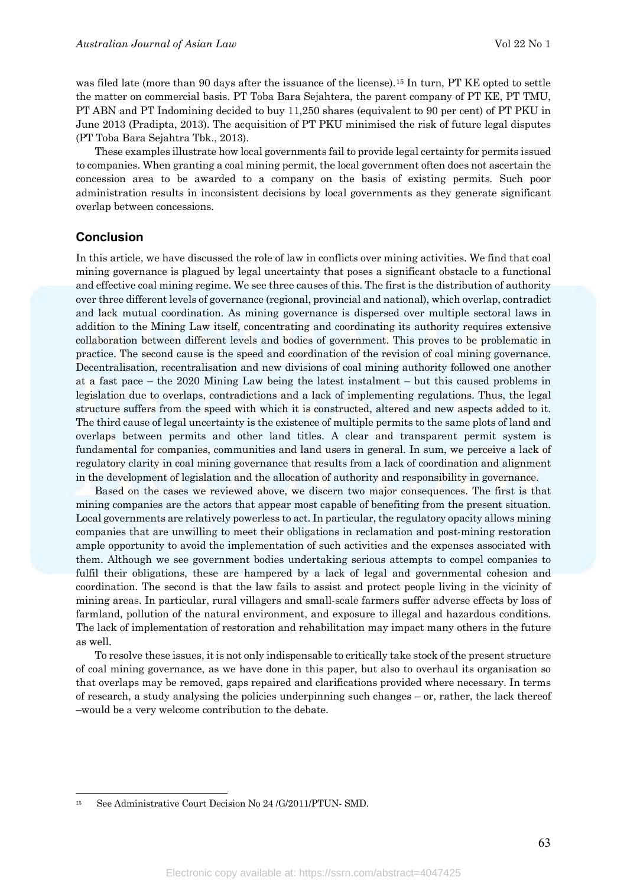was filed late (more than 90 days after the issuance of the license).[15] In turn, PT KE opted to settle the matter on commercial basis. PT Toba Bara Sejahtera, the parent company of PT KE, PT TMU, PT ABN and PT Indomining decided to buy 11,250 shares (equivalent to 90 per cent) of PT PKU in June 2013 (Pradipta, 2013). The acquisition of PT PKU minimised the risk of future legal disputes (PT Toba Bara Sejahtra Tbk., 2013).

These examples illustrate how local governments fail to provide legal certainty for permits issued to companies. When granting a coal mining permit, the local government often does not ascertain the concession area to be awarded to a company on the basis of existing permits. Such poor administration results in inconsistent decisions by local governments as they generate significant overlap between concessions.

## Conclusion

In this article, we have discussed the role of law in conflicts over mining activities. We find that coal mining governance is plagued by legal uncertainty that poses a significant obstacle to a functional and effective coal mining regime. We see three causes of this. The first is the distribution of authority over three different levels of governance (regional, provincial and national), which overlap, contradict and lack mutual coordination. As mining governance is dispersed over multiple sectoral laws in addition to the Mining Law itself, concentrating and coordinating its authority requires extensive collaboration between different levels and bodies of government. This proves to be problematic in practice. The second cause is the speed and coordination of the revision of coal mining governance. Decentralisation, recentralisation and new divisions of coal mining authority followed one another at a fast pace – the 2020 Mining Law being the latest instalment – but this caused problems in legislation due to overlaps, contradictions and a lack of implementing regulations. Thus, the legal structure suffers from the speed with which it is constructed, altered and new aspects added to it. The third cause of legal uncertainty is the existence of multiple permits to the same plots of land and overlaps between permits and other land titles. A clear and transparent permit system is fundamental for companies, communities and land users in general. In sum, we perceive a lack of regulatory clarity in coal mining governance that results from a lack of coordination and alignment in the development of legislation and the allocation of authority and responsibility in governance.

Based on the cases we reviewed above, we discern two major consequences. The first is that mining companies are the actors that appear most capable of benefiting from the present situation. Local governments are relatively powerless to act. In particular, the regulatory opacity allows mining companies that are unwilling to meet their obligations in reclamation and post-mining restoration ample opportunity to avoid the implementation of such activities and the expenses associated with them. Although we see government bodies undertaking serious attempts to compel companies to fulfil their obligations, these are hampered by a lack of legal and governmental cohesion and coordination. The second is that the law fails to assist and protect people living in the vicinity of mining areas. In particular, rural villagers and small-scale farmers suffer adverse effects by loss of farmland, pollution of the natural environment, and exposure to illegal and hazardous conditions. The lack of implementation of restoration and rehabilitation may impact many others in the future as well.

To resolve these issues, it is not only indispensable to critically take stock of the present structure of coal mining governance, as we have done in this paper, but also to overhaul its organisation so that overlaps may be removed, gaps repaired and clarifications provided where necessary. In terms of research, a study analysing the policies underpinning such changes – or, rather, the lack thereof –would be a very welcome contribution to the debate.

---

[15] See Administrative Court Decision No 24 /G/2011/PTUN- SMD.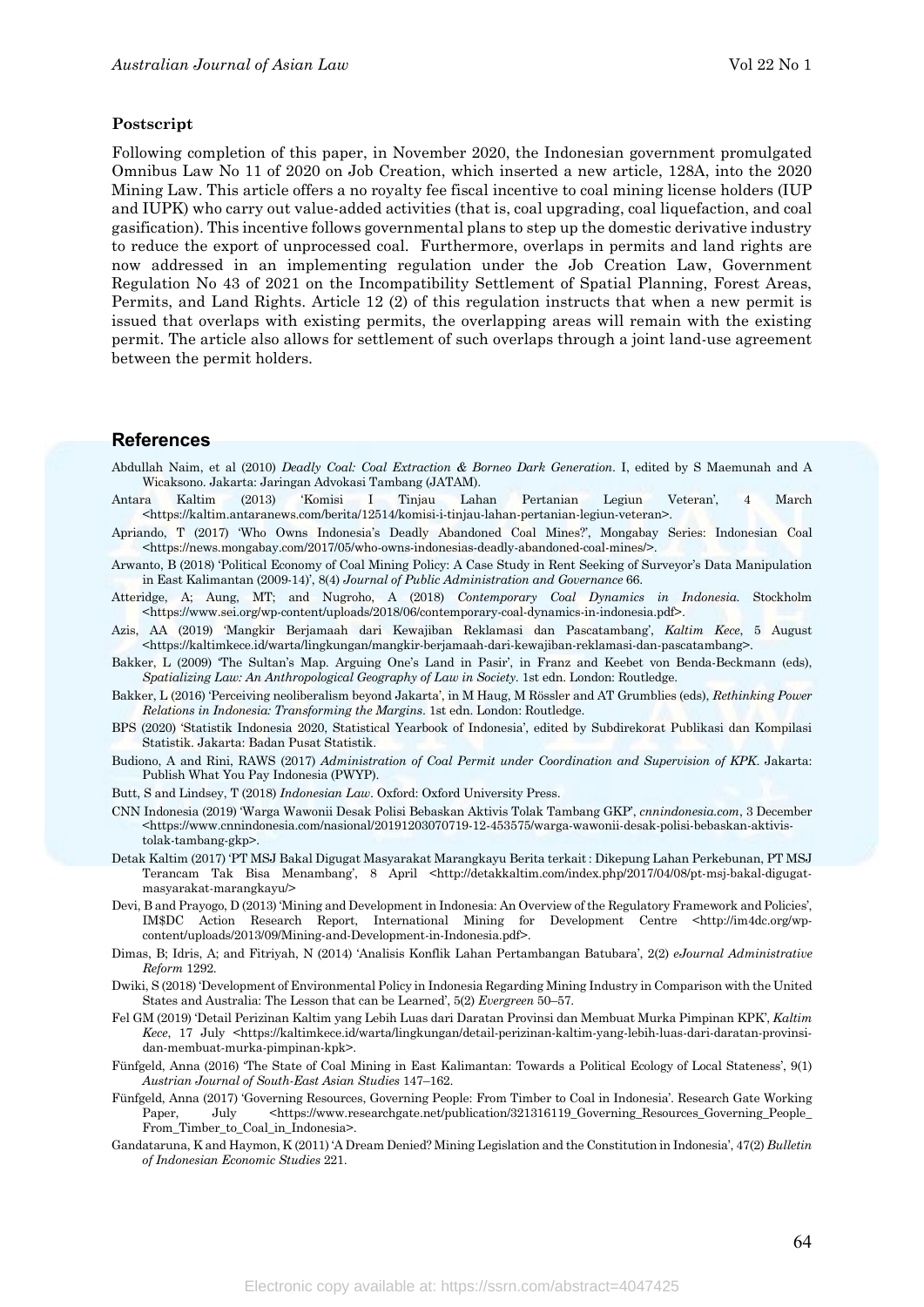## Postscript

Following completion of this paper, in November 2020, the Indonesian government promulgated Omnibus Law No 11 of 2020 on Job Creation, which inserted a new article, 128A, into the 2020 Mining Law. This article offers a no royalty fee fiscal incentive to coal mining license holders (IUP and IUPK) who carry out value-added activities (that is, coal upgrading, coal liquefaction, and coal gasification). This incentive follows governmental plans to step up the domestic derivative industry to reduce the export of unprocessed coal. Furthermore, overlaps in permits and land rights are now addressed in an implementing regulation under the Job Creation Law, Government Regulation No 43 of 2021 on the Incompatibility Settlement of Spatial Planning, Forest Areas, Permits, and Land Rights. Article 12 (2) of this regulation instructs that when a new permit is issued that overlaps with existing permits, the overlapping areas will remain with the existing permit. The article also allows for settlement of such overlaps through a joint land-use agreement between the permit holders.

## References

Abdullah Naim, et al (2010) *Deadly Coal: Coal Extraction & Borneo Dark Generation*. I, edited by S Maemunah and A Wicaksono. Jakarta: Jaringan Advokasi Tambang (JATAM).

Antara Kaltim (2013) 'Komisi I Tinjau Lahan Pertanian Legiun Veteran', 4 March <https://kaltim.antaranews.com/berita/12514/komisi-i-tinjau-lahan-pertanian-legiun-veteran>.

Apriando, T (2017) 'Who Owns Indonesia's Deadly Abandoned Coal Mines?', Mongabay Series: Indonesian Coal <https://news.mongabay.com/2017/05/who-owns-indonesias-deadly-abandoned-coal-mines/>.

Arwanto, B (2018) 'Political Economy of Coal Mining Policy: A Case Study in Rent Seeking of Surveyor's Data Manipulation in East Kalimantan (2009-14)', 8(4) *Journal of Public Administration and Governance* 66.

Atteridge, A; Aung, MT; and Nugroho, A (2018) *Contemporary Coal Dynamics in Indonesia*. Stockholm <https://www.sei.org/wp-content/uploads/2018/06/contemporary-coal-dynamics-in-indonesia.pdf>.

Azis, AA (2019) 'Mangkir Berjamaah dari Kewajiban Reklamasi dan Pascatambang', *Kaltim Kece*, 5 August <https://kaltimkece.id/warta/lingkungan/mangkir-berjamaah-dari-kewajiban-reklamasi-dan-pascatambang>.

Bakker, L (2009) 'The Sultan's Map. Arguing One's Land in Pasir', in Franz and Keebet von Benda-Beckmann (eds), *Spatializing Law: An Anthropological Geography of Law in Society*. 1st edn. London: Routledge.

Bakker, L (2016) 'Perceiving neoliberalism beyond Jakarta', in M Haug, M Rössler and AT Grumblies (eds), *Rethinking Power Relations in Indonesia: Transforming the Margins*. 1st edn. London: Routledge.

BPS (2020) 'Statistik Indonesia 2020, Statistical Yearbook of Indonesia', edited by Subdirekorat Publikasi dan Kompilasi Statistik. Jakarta: Badan Pusat Statistik.

Budiono, A and Rini, RAWS (2017) *Administration of Coal Permit under Coordination and Supervision of KPK*. Jakarta: Publish What You Pay Indonesia (PWYP).

Butt, S and Lindsey, T (2018) *Indonesian Law*. Oxford: Oxford University Press.

CNN Indonesia (2019) 'Warga Wawonii Desak Polisi Bebaskan Aktivis Tolak Tambang GKP', *cnnindonesia.com*, 3 December <https://www.cnnindonesia.com/nasional/20191203070719-12-453575/warga-wawonii-desak-polisi-bebaskan-aktivis-tolak-tambang-gkp>.

Detak Kaltim (2017) 'PT MSJ Bakal Digugat Masyarakat Marangkayu Berita terkait : Dikepung Lahan Perkebunan, PT MSJ Terancam Tak Bisa Menambang', 8 April <http://detakkaltim.com/index.php/2017/04/08/pt-msj-bakal-digugat-masyarakat-marangkayu/>

Devi, B and Prayogo, D (2013) 'Mining and Development in Indonesia: An Overview of the Regulatory Framework and Policies', IM$DC Action Research Report, International Mining for Development Centre <http://im4dc.org/wp-content/uploads/2013/09/Mining-and-Development-in-Indonesia.pdf>.

Dimas, B; Idris, A; and Fitriyah, N (2014) 'Analisis Konflik Lahan Pertambangan Batubara', 2(2) *eJournal Administrative Reform* 1292.

Dwiki, S (2018) 'Development of Environmental Policy in Indonesia Regarding Mining Industry in Comparison with the United States and Australia: The Lesson that can be Learned', 5(2) *Evergreen* 50–57.

Fel GM (2019) 'Detail Perizinan Kaltim yang Lebih Luas dari Daratan Provinsi dan Membuat Murka Pimpinan KPK', *Kaltim Kece*, 17 July <https://kaltimkece.id/warta/lingkungan/detail-perizinan-kaltim-yang-lebih-luas-dari-daratan-provinsi-dan-membuat-murka-pimpinan-kpk>.

Fünfgeld, Anna (2016) 'The State of Coal Mining in East Kalimantan: Towards a Political Ecology of Local Stateness', 9(1) *Austrian Journal of South-East Asian Studies* 147–162.

Fünfgeld, Anna (2017) 'Governing Resources, Governing People: From Timber to Coal in Indonesia'. Research Gate Working Paper, July <https://www.researchgate.net/publication/321316119_Governing_Resources_Governing_People_From_Timber_to_Coal_in_Indonesia>.

Gandataruna, K and Haymon, K (2011) 'A Dream Denied? Mining Legislation and the Constitution in Indonesia', 47(2) *Bulletin of Indonesian Economic Studies* 221.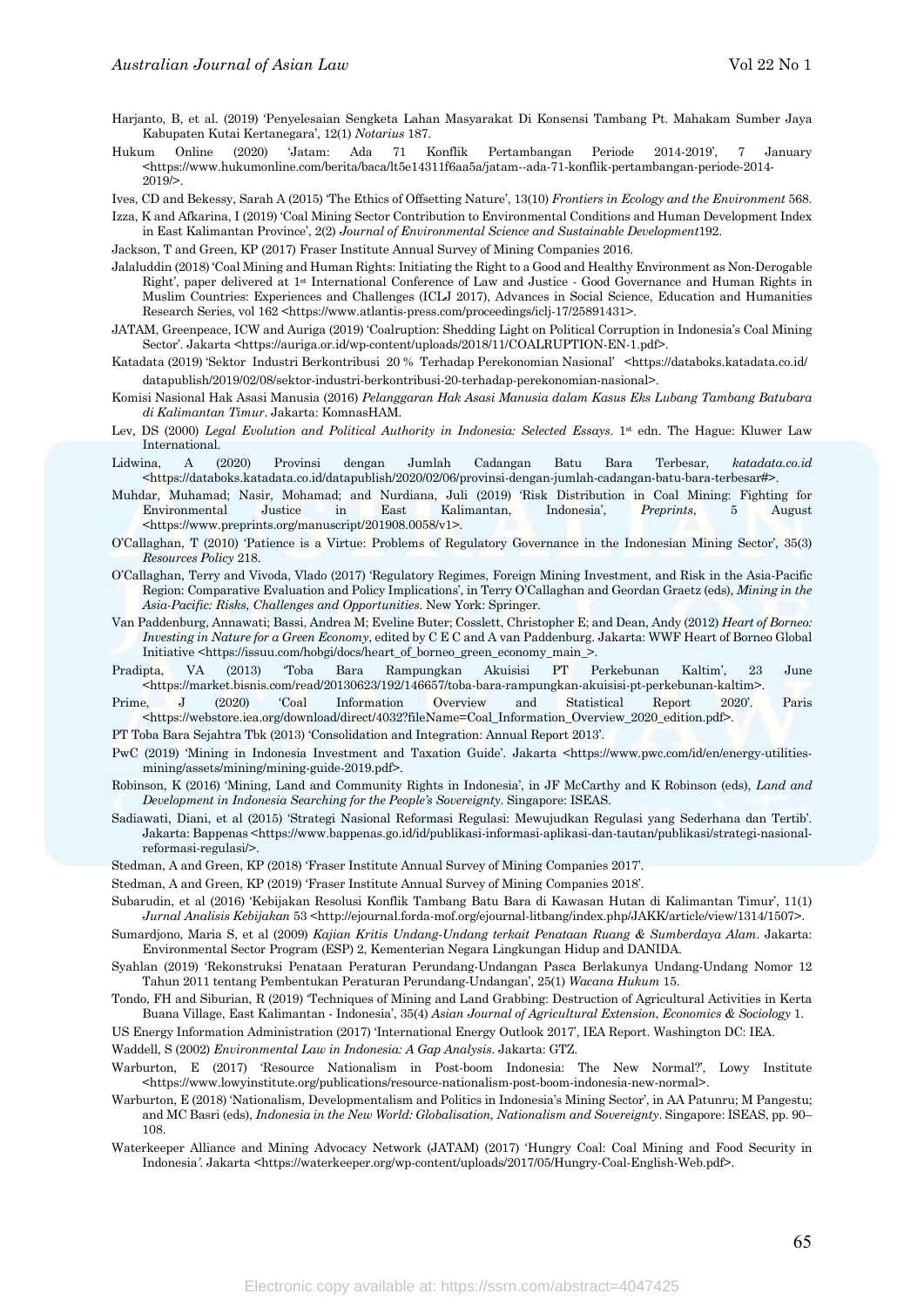Harjanto, B, et al. (2019) 'Penyelesaian Sengketa Lahan Masyarakat Di Konsensi Tambang Pt. Mahakam Sumber Jaya Kabupaten Kutai Kertanegara', 12(1) *Notarius* 187.

Hukum Online (2020) 'Jatam: Ada 71 Konflik Pertambangan Periode 2014-2019', 7 January <https://www.hukumonline.com/berita/baca/lt5e14311f6aa5a/jatam--ada-71-konflik-pertambangan-periode-2014-2019/>.

Ives, CD and Bekessy, Sarah A (2015) 'The Ethics of Offsetting Nature', 13(10) *Frontiers in Ecology and the Environment* 568.

Izza, K and Afkarina, I (2019) 'Coal Mining Sector Contribution to Environmental Conditions and Human Development Index in East Kalimantan Province', 2(2) *Journal of Environmental Science and Sustainable Development*192.

Jackson, T and Green, KP (2017) Fraser Institute Annual Survey of Mining Companies 2016.

Jalaluddin (2018) 'Coal Mining and Human Rights: Initiating the Right to a Good and Healthy Environment as Non-Derogable Right', paper delivered at 1st International Conference of Law and Justice - Good Governance and Human Rights in Muslim Countries: Experiences and Challenges (ICLJ 2017), Advances in Social Science, Education and Humanities Research Series, vol 162 <https://www.atlantis-press.com/proceedings/iclj-17/25891431>.

JATAM, Greenpeace, ICW and Auriga (2019) 'Coalruption: Shedding Light on Political Corruption in Indonesia's Coal Mining Sector'. Jakarta <https://auriga.or.id/wp-content/uploads/2018/11/COALRUPTION-EN-1.pdf>.

Katadata (2019) 'Sektor Industri Berkontribusi 20 % Terhadap Perekonomian Nasional' <https://databoks.katadata.co.id/datapublish/2019/02/08/sektor-industri-berkontribusi-20-terhadap-perekonomian-nasional>.

Komisi Nasional Hak Asasi Manusia (2016) *Pelanggaran Hak Asasi Manusia dalam Kasus Eks Lubang Tambang Batubara di Kalimantan Timur*. Jakarta: KomnasHAM.

Lev, DS (2000) *Legal Evolution and Political Authority in Indonesia: Selected Essays*. 1st edn. The Hague: Kluwer Law International.

Lidwina, A (2020) Provinsi dengan Jumlah Cadangan Batu Bara Terbesar, *katadata.co.id* <https://databoks.katadata.co.id/datapublish/2020/02/06/provinsi-dengan-jumlah-cadangan-batu-bara-terbesar#>.

Muhdar, Muhamad; Nasir, Mohamad; and Nurdiana, Juli (2019) 'Risk Distribution in Coal Mining: Fighting for Environmental Justice in East Kalimantan, Indonesia', *Preprints*, 5 August <https://www.preprints.org/manuscript/201908.0058/v1>.

O'Callaghan, T (2010) 'Patience is a Virtue: Problems of Regulatory Governance in the Indonesian Mining Sector', 35(3) *Resources Policy* 218.

O'Callaghan, Terry and Vivoda, Vlado (2017) 'Regulatory Regimes, Foreign Mining Investment, and Risk in the Asia-Pacific Region: Comparative Evaluation and Policy Implications', in Terry O'Callaghan and Geordan Graetz (eds), *Mining in the Asia-Pacific: Risks, Challenges and Opportunities*. New York: Springer.

Van Paddenburg, Annawati; Bassi, Andrea M; Eveline Buter; Cosslett, Christopher E; and Dean, Andy (2012) *Heart of Borneo: Investing in Nature for a Green Economy*, edited by C E C and A van Paddenburg. Jakarta: WWF Heart of Borneo Global Initiative <https://issuu.com/hobgi/docs/heart_of_borneo_green_economy_main_>.

Pradipta, VA (2013) 'Toba Bara Rampungkan Akuisisi PT Perkebunan Kaltim', 23 June <https://market.bisnis.com/read/20130623/192/146657/toba-bara-rampungkan-akuisisi-pt-perkebunan-kaltim>.

Prime, J (2020) 'Coal Information Overview and Statistical Report 2020'. Paris <https://webstore.iea.org/download/direct/4032?fileName=Coal_Information_Overview_2020_edition.pdf>.

PT Toba Bara Sejahtra Tbk (2013) 'Consolidation and Integration: Annual Report 2013'.

PwC (2019) 'Mining in Indonesia Investment and Taxation Guide'. Jakarta <https://www.pwc.com/id/en/energy-utilities-mining/assets/mining/mining-guide-2019.pdf>.

Robinson, K (2016) 'Mining, Land and Community Rights in Indonesia', in JF McCarthy and K Robinson (eds), *Land and Development in Indonesia Searching for the People's Sovereignty*. Singapore: ISEAS.

Sadiawati, Diani, et al (2015) 'Strategi Nasional Reformasi Regulasi: Mewujudkan Regulasi yang Sederhana dan Tertib'. Jakarta: Bappenas <https://www.bappenas.go.id/id/publikasi-informasi-aplikasi-dan-tautan/publikasi/strategi-nasional-reformasi-regulasi/>.

Stedman, A and Green, KP (2018) 'Fraser Institute Annual Survey of Mining Companies 2017'.

Stedman, A and Green, KP (2019) 'Fraser Institute Annual Survey of Mining Companies 2018'.

Subarudin, et al (2016) 'Kebijakan Resolusi Konflik Tambang Batu Bara di Kawasan Hutan di Kalimantan Timur', 11(1) *Jurnal Analisis Kebijakan* 53 <http://ejournal.forda-mof.org/ejournal-litbang/index.php/JAKK/article/view/1314/1507>.

Sumardjono, Maria S, et al (2009) *Kajian Kritis Undang-Undang terkait Penataan Ruang & Sumberdaya Alam*. Jakarta: Environmental Sector Program (ESP) 2, Kementerian Negara Lingkungan Hidup and DANIDA.

Syahlan (2019) 'Rekonstruksi Penataan Peraturan Perundang-Undangan Pasca Berlakunya Undang-Undang Nomor 12 Tahun 2011 tentang Pembentukan Peraturan Perundang-Undangan', 25(1) *Wacana Hukum* 15.

Tondo, FH and Siburian, R (2019) 'Techniques of Mining and Land Grabbing: Destruction of Agricultural Activities in Kerta Buana Village, East Kalimantan - Indonesia', 35(4) *Asian Journal of Agricultural Extension, Economics & Sociology* 1.

US Energy Information Administration (2017) 'International Energy Outlook 2017', IEA Report. Washington DC: IEA.

Waddell, S (2002) *Environmental Law in Indonesia: A Gap Analysis*. Jakarta: GTZ.

Warburton, E (2017) 'Resource Nationalism in Post-boom Indonesia: The New Normal?', Lowy Institute <https://www.lowyinstitute.org/publications/resource-nationalism-post-boom-indonesia-new-normal>.

Warburton, E (2018) 'Nationalism, Developmentalism and Politics in Indonesia's Mining Sector', in AA Patunru; M Pangestu; and MC Basri (eds), *Indonesia in the New World: Globalisation, Nationalism and Sovereignty*. Singapore: ISEAS, pp. 90–108.

Waterkeeper Alliance and Mining Advocacy Network (JATAM) (2017) 'Hungry Coal: Coal Mining and Food Security in Indonesia'. Jakarta <https://waterkeeper.org/wp-content/uploads/2017/05/Hungry-Coal-English-Web.pdf>.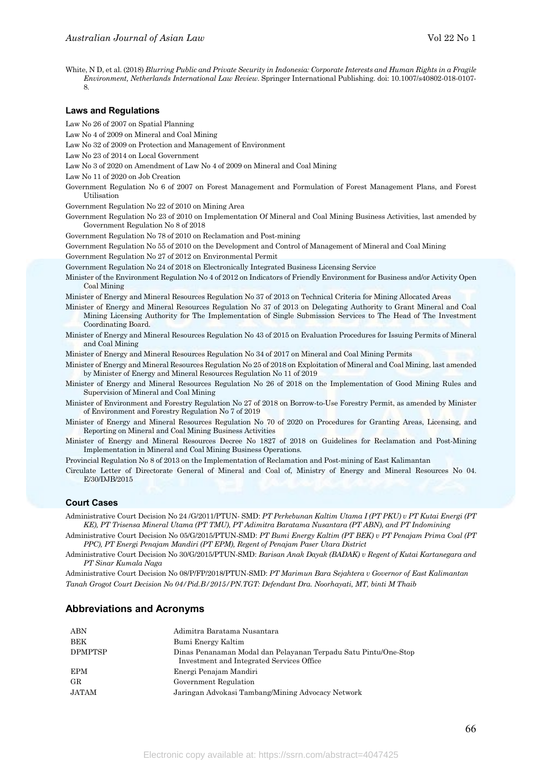White, N D, et al. (2018) *Blurring Public and Private Security in Indonesia: Corporate Interests and Human Rights in a Fragile Environment, Netherlands International Law Review*. Springer International Publishing. doi: 10.1007/s40802-018-0107-8.

### Laws and Regulations

Law No 26 of 2007 on Spatial Planning

Law No 4 of 2009 on Mineral and Coal Mining

Law No 32 of 2009 on Protection and Management of Environment

Law No 23 of 2014 on Local Government

Law No 3 of 2020 on Amendment of Law No 4 of 2009 on Mineral and Coal Mining

Law No 11 of 2020 on Job Creation

Government Regulation No 6 of 2007 on Forest Management and Formulation of Forest Management Plans, and Forest Utilisation

Government Regulation No 22 of 2010 on Mining Area

Government Regulation No 23 of 2010 on Implementation Of Mineral and Coal Mining Business Activities, last amended by Government Regulation No 8 of 2018

Government Regulation No 78 of 2010 on Reclamation and Post-mining

Government Regulation No 55 of 2010 on the Development and Control of Management of Mineral and Coal Mining

Government Regulation No 27 of 2012 on Environmental Permit

Government Regulation No 24 of 2018 on Electronically Integrated Business Licensing Service

Minister of the Environment Regulation No 4 of 2012 on Indicators of Friendly Environment for Business and/or Activity Open Coal Mining

Minister of Energy and Mineral Resources Regulation No 37 of 2013 on Technical Criteria for Mining Allocated Areas

Minister of Energy and Mineral Resources Regulation No 37 of 2013 on Delegating Authority to Grant Mineral and Coal Mining Licensing Authority for The Implementation of Single Submission Services to The Head of The Investment Coordinating Board.

Minister of Energy and Mineral Resources Regulation No 43 of 2015 on Evaluation Procedures for Issuing Permits of Mineral and Coal Mining

Minister of Energy and Mineral Resources Regulation No 34 of 2017 on Mineral and Coal Mining Permits

Minister of Energy and Mineral Resources Regulation No 25 of 2018 on Exploitation of Mineral and Coal Mining, last amended by Minister of Energy and Mineral Resources Regulation No 11 of 2019

Minister of Energy and Mineral Resources Regulation No 26 of 2018 on the Implementation of Good Mining Rules and Supervision of Mineral and Coal Mining

Minister of Environment and Forestry Regulation No 27 of 2018 on Borrow-to-Use Forestry Permit, as amended by Minister of Environment and Forestry Regulation No 7 of 2019

Minister of Energy and Mineral Resources Regulation No 70 of 2020 on Procedures for Granting Areas, Licensing, and Reporting on Mineral and Coal Mining Business Activities

Minister of Energy and Mineral Resources Decree No 1827 of 2018 on Guidelines for Reclamation and Post-Mining Implementation in Mineral and Coal Mining Business Operations.

Provincial Regulation No 8 of 2013 on the Implementation of Reclamation and Post-mining of East Kalimantan

Circulate Letter of Directorate General of Mineral and Coal of, Ministry of Energy and Mineral Resources No 04. E/30/DJB/2015

### Court Cases

Administrative Court Decision No 24 /G/2011/PTUN- SMD: *PT Perkebunan Kaltim Utama I (PT PKU) v PT Kutai Energi (PT KE), PT Trisensa Mineral Utama (PT TMU), PT Adimitra Baratama Nusantara (PT ABN), and PT Indomining*

Administrative Court Decision No 05/G/2015/PTUN-SMD: *PT Bumi Energy Kaltim (PT BEK) v PT Penajam Prima Coal (PT PPC), PT Energi Penajam Mandiri (PT EPM), Regent of Penajam Paser Utara District*

Administrative Court Decision No 30/G/2015/PTUN-SMD: *Barisan Anak Dayak (BADAK) v Regent of Kutai Kartanegara and PT Sinar Kumala Naga*

Administrative Court Decision No 08/P/FP/2018/PTUN-SMD: *PT Marimun Bara Sejahtera v Governor of East Kalimantan*

*Tanah Grogot Court Decision No 04/Pid.B/2015/PN.TGT: Defendant Dra. Noorhayati, MT, binti M Thaib*

## Abbreviations and Acronyms

| | |
|---|---|
| ABN | Adimitra Baratama Nusantara |
| BEK | Bumi Energy Kaltim |
| DPMPTSP | Dinas Penanaman Modal dan Pelayanan Terpadu Satu Pintu/One-Stop Investment and Integrated Services Office |
| EPM | Energi Penajam Mandiri |
| GR | Government Regulation |
| JATAM | Jaringan Advokasi Tambang/Mining Advocacy Network |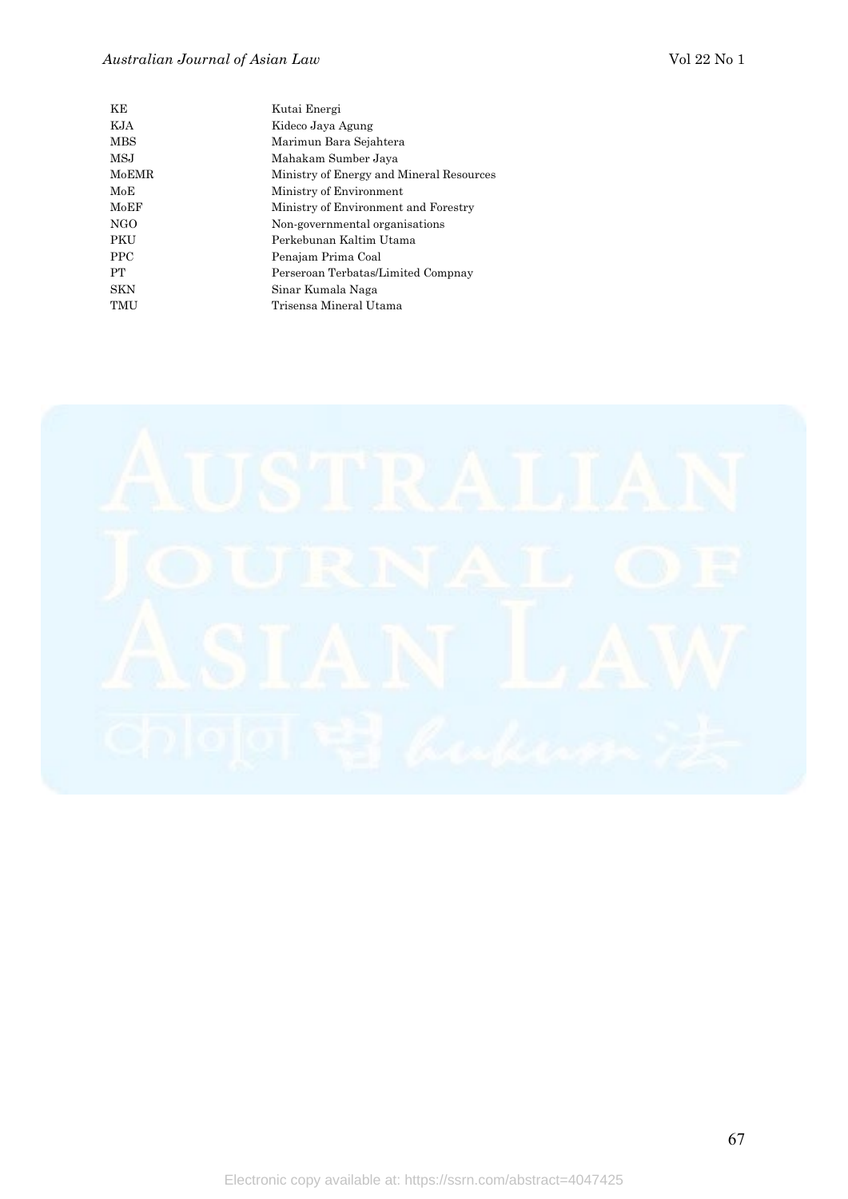| | |
|---|---|
| KE | Kutai Energi |
| KJA | Kideco Jaya Agung |
| MBS | Marimun Bara Sejahtera |
| MSJ | Mahakam Sumber Jaya |
| MoEMR | Ministry of Energy and Mineral Resources |
| MoE | Ministry of Environment |
| MoEF | Ministry of Environment and Forestry |
| NGO | Non-governmental organisations |
| PKU | Perkebunan Kaltim Utama |
| PPC | Penajam Prima Coal |
| PT | Perseroan Terbatas/Limited Compnay |
| SKN | Sinar Kumala Naga |
| TMU | Trisensa Mineral Utama |